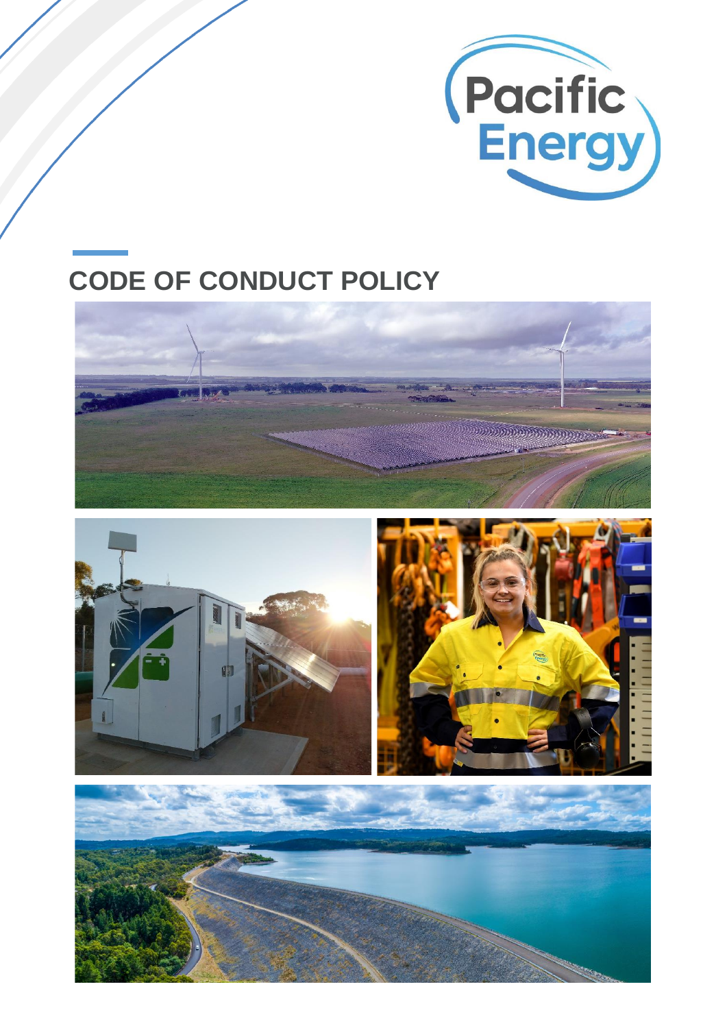# CODE OF CONDUCT POLICY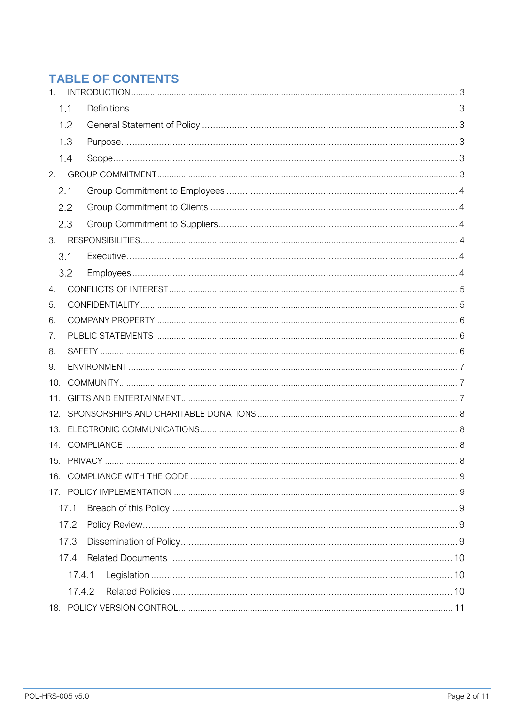## TABLE OF CONTENTS

1. INTRODUCTION ........ 3
   - 1.1 Definitions ........ 3
   - 1.2 General Statement of Policy ........ 3
   - 1.3 Purpose ........ 3
   - 1.4 Scope ........ 3
2. GROUP COMMITMENT ........ 3
   - 2.1 Group Commitment to Employees ........ 4
   - 2.2 Group Commitment to Clients ........ 4
   - 2.3 Group Commitment to Suppliers ........ 4
3. RESPONSIBILITIES ........ 4
   - 3.1 Executive ........ 4
   - 3.2 Employees ........ 4
4. CONFLICTS OF INTEREST ........ 5
5. CONFIDENTIALITY ........ 5
6. COMPANY PROPERTY ........ 6
7. PUBLIC STATEMENTS ........ 6
8. SAFETY ........ 6
9. ENVIRONMENT ........ 7
10. COMMUNITY ........ 7
11. GIFTS AND ENTERTAINMENT ........ 7
12. SPONSORSHIPS AND CHARITABLE DONATIONS ........ 8
13. ELECTRONIC COMMUNICATIONS ........ 8
14. COMPLIANCE ........ 8
15. PRIVACY ........ 8
16. COMPLIANCE WITH THE CODE ........ 9
17. POLICY IMPLEMENTATION ........ 9
    - 17.1 Breach of this Policy ........ 9
    - 17.2 Policy Review ........ 9
    - 17.3 Dissemination of Policy ........ 9
    - 17.4 Related Documents ........ 10
      - 17.4.1 Legislation ........ 10
      - 17.4.2 Related Policies ........ 10
18. POLICY VERSION CONTROL ........ 11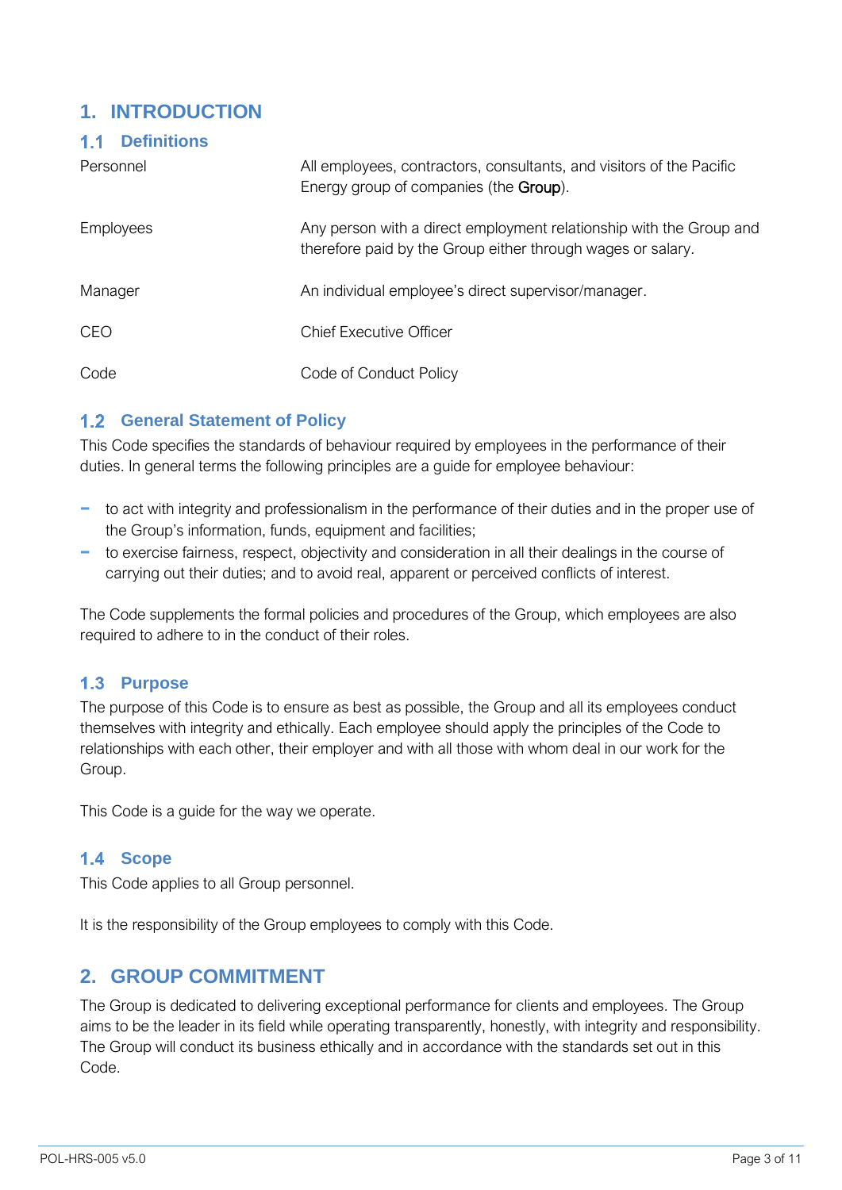# 1. INTRODUCTION

## 1.1 Definitions

| | |
|---|---|
| Personnel | All employees, contractors, consultants, and visitors of the Pacific Energy group of companies (the **Group**). |
| Employees | Any person with a direct employment relationship with the Group and therefore paid by the Group either through wages or salary. |
| Manager | An individual employee's direct supervisor/manager. |
| CEO | Chief Executive Officer |
| Code | Code of Conduct Policy |

## 1.2 General Statement of Policy

This Code specifies the standards of behaviour required by employees in the performance of their duties. In general terms the following principles are a guide for employee behaviour:

- to act with integrity and professionalism in the performance of their duties and in the proper use of the Group's information, funds, equipment and facilities;
- to exercise fairness, respect, objectivity and consideration in all their dealings in the course of carrying out their duties; and to avoid real, apparent or perceived conflicts of interest.

The Code supplements the formal policies and procedures of the Group, which employees are also required to adhere to in the conduct of their roles.

## 1.3 Purpose

The purpose of this Code is to ensure as best as possible, the Group and all its employees conduct themselves with integrity and ethically. Each employee should apply the principles of the Code to relationships with each other, their employer and with all those with whom deal in our work for the Group.

This Code is a guide for the way we operate.

## 1.4 Scope

This Code applies to all Group personnel.

It is the responsibility of the Group employees to comply with this Code.

# 2. GROUP COMMITMENT

The Group is dedicated to delivering exceptional performance for clients and employees. The Group aims to be the leader in its field while operating transparently, honestly, with integrity and responsibility. The Group will conduct its business ethically and in accordance with the standards set out in this Code.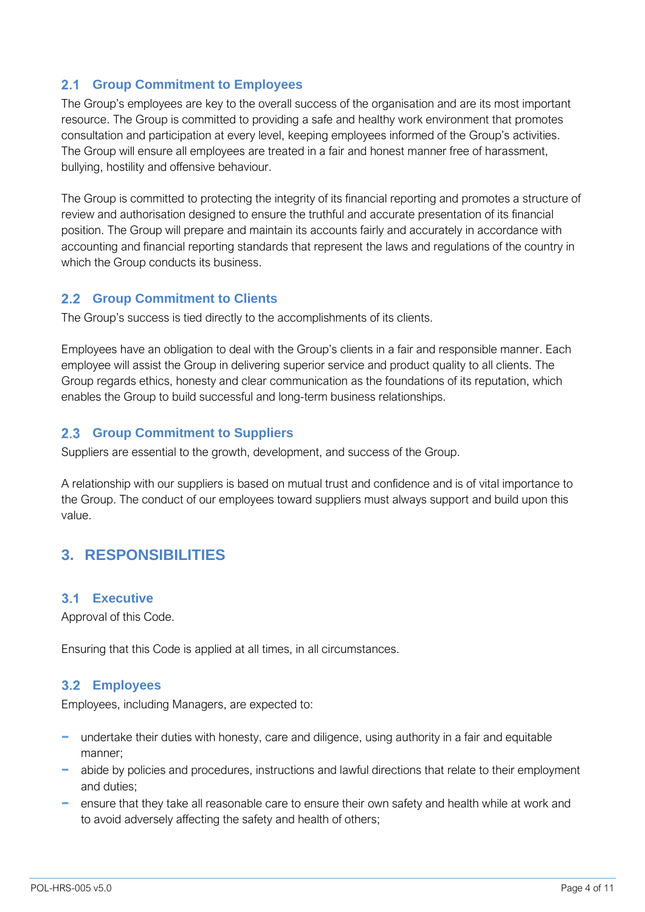### 2.1 Group Commitment to Employees

The Group's employees are key to the overall success of the organisation and are its most important resource. The Group is committed to providing a safe and healthy work environment that promotes consultation and participation at every level, keeping employees informed of the Group's activities. The Group will ensure all employees are treated in a fair and honest manner free of harassment, bullying, hostility and offensive behaviour.

The Group is committed to protecting the integrity of its financial reporting and promotes a structure of review and authorisation designed to ensure the truthful and accurate presentation of its financial position. The Group will prepare and maintain its accounts fairly and accurately in accordance with accounting and financial reporting standards that represent the laws and regulations of the country in which the Group conducts its business.

### 2.2 Group Commitment to Clients

The Group's success is tied directly to the accomplishments of its clients.

Employees have an obligation to deal with the Group's clients in a fair and responsible manner. Each employee will assist the Group in delivering superior service and product quality to all clients. The Group regards ethics, honesty and clear communication as the foundations of its reputation, which enables the Group to build successful and long-term business relationships.

### 2.3 Group Commitment to Suppliers

Suppliers are essential to the growth, development, and success of the Group.

A relationship with our suppliers is based on mutual trust and confidence and is of vital importance to the Group. The conduct of our employees toward suppliers must always support and build upon this value.

## 3. RESPONSIBILITIES

### 3.1 Executive

Approval of this Code.

Ensuring that this Code is applied at all times, in all circumstances.

### 3.2 Employees

Employees, including Managers, are expected to:

- undertake their duties with honesty, care and diligence, using authority in a fair and equitable manner;
- abide by policies and procedures, instructions and lawful directions that relate to their employment and duties;
- ensure that they take all reasonable care to ensure their own safety and health while at work and to avoid adversely affecting the safety and health of others;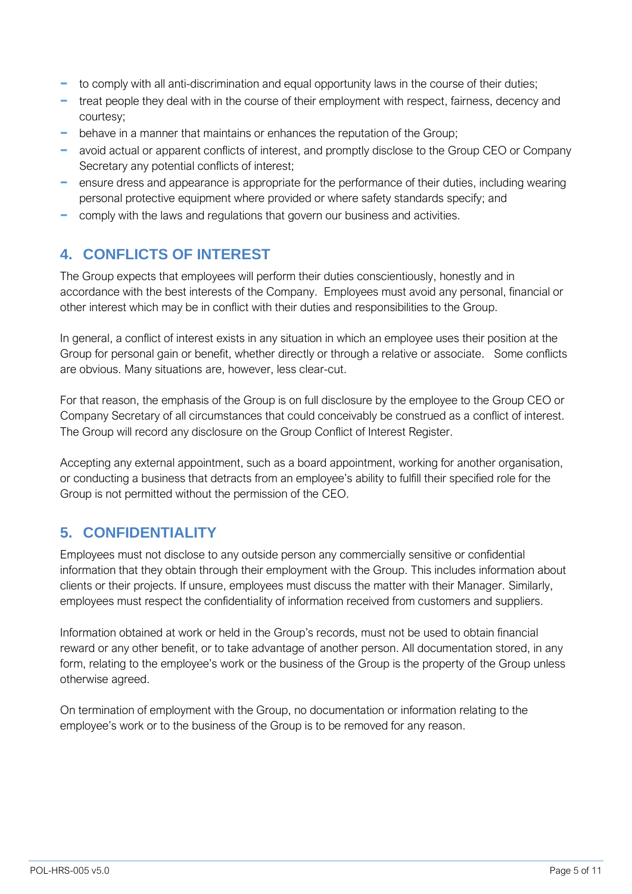- to comply with all anti-discrimination and equal opportunity laws in the course of their duties;
- treat people they deal with in the course of their employment with respect, fairness, decency and courtesy;
- behave in a manner that maintains or enhances the reputation of the Group;
- avoid actual or apparent conflicts of interest, and promptly disclose to the Group CEO or Company Secretary any potential conflicts of interest;
- ensure dress and appearance is appropriate for the performance of their duties, including wearing personal protective equipment where provided or where safety standards specify; and
- comply with the laws and regulations that govern our business and activities.

## 4. CONFLICTS OF INTEREST

The Group expects that employees will perform their duties conscientiously, honestly and in accordance with the best interests of the Company. Employees must avoid any personal, financial or other interest which may be in conflict with their duties and responsibilities to the Group.

In general, a conflict of interest exists in any situation in which an employee uses their position at the Group for personal gain or benefit, whether directly or through a relative or associate. Some conflicts are obvious. Many situations are, however, less clear-cut.

For that reason, the emphasis of the Group is on full disclosure by the employee to the Group CEO or Company Secretary of all circumstances that could conceivably be construed as a conflict of interest. The Group will record any disclosure on the Group Conflict of Interest Register.

Accepting any external appointment, such as a board appointment, working for another organisation, or conducting a business that detracts from an employee's ability to fulfill their specified role for the Group is not permitted without the permission of the CEO.

## 5. CONFIDENTIALITY

Employees must not disclose to any outside person any commercially sensitive or confidential information that they obtain through their employment with the Group. This includes information about clients or their projects. If unsure, employees must discuss the matter with their Manager. Similarly, employees must respect the confidentiality of information received from customers and suppliers.

Information obtained at work or held in the Group's records, must not be used to obtain financial reward or any other benefit, or to take advantage of another person. All documentation stored, in any form, relating to the employee's work or the business of the Group is the property of the Group unless otherwise agreed.

On termination of employment with the Group, no documentation or information relating to the employee's work or to the business of the Group is to be removed for any reason.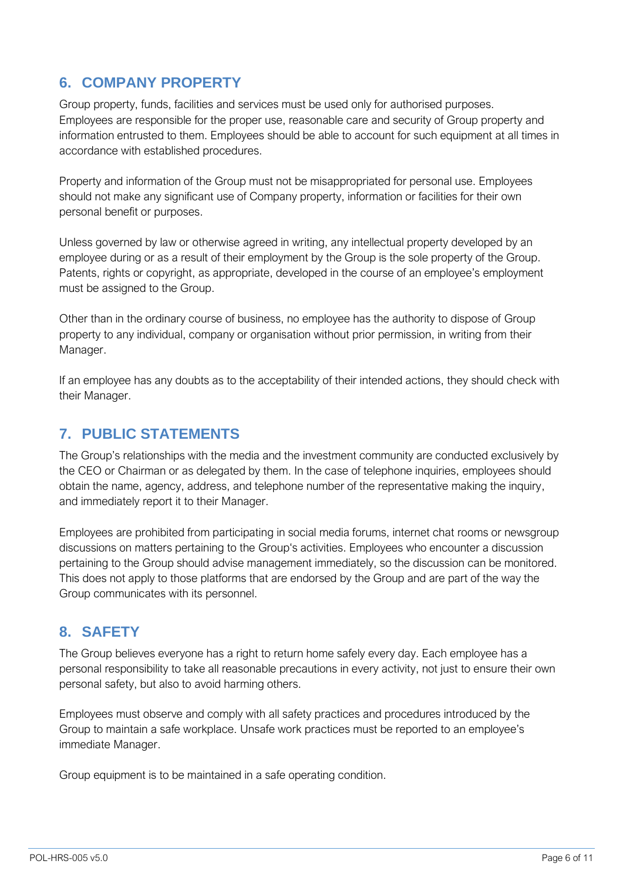## 6. COMPANY PROPERTY

Group property, funds, facilities and services must be used only for authorised purposes. Employees are responsible for the proper use, reasonable care and security of Group property and information entrusted to them. Employees should be able to account for such equipment at all times in accordance with established procedures.

Property and information of the Group must not be misappropriated for personal use. Employees should not make any significant use of Company property, information or facilities for their own personal benefit or purposes.

Unless governed by law or otherwise agreed in writing, any intellectual property developed by an employee during or as a result of their employment by the Group is the sole property of the Group. Patents, rights or copyright, as appropriate, developed in the course of an employee's employment must be assigned to the Group.

Other than in the ordinary course of business, no employee has the authority to dispose of Group property to any individual, company or organisation without prior permission, in writing from their Manager.

If an employee has any doubts as to the acceptability of their intended actions, they should check with their Manager.

## 7. PUBLIC STATEMENTS

The Group's relationships with the media and the investment community are conducted exclusively by the CEO or Chairman or as delegated by them. In the case of telephone inquiries, employees should obtain the name, agency, address, and telephone number of the representative making the inquiry, and immediately report it to their Manager.

Employees are prohibited from participating in social media forums, internet chat rooms or newsgroup discussions on matters pertaining to the Group's activities. Employees who encounter a discussion pertaining to the Group should advise management immediately, so the discussion can be monitored. This does not apply to those platforms that are endorsed by the Group and are part of the way the Group communicates with its personnel.

## 8. SAFETY

The Group believes everyone has a right to return home safely every day. Each employee has a personal responsibility to take all reasonable precautions in every activity, not just to ensure their own personal safety, but also to avoid harming others.

Employees must observe and comply with all safety practices and procedures introduced by the Group to maintain a safe workplace. Unsafe work practices must be reported to an employee's immediate Manager.

Group equipment is to be maintained in a safe operating condition.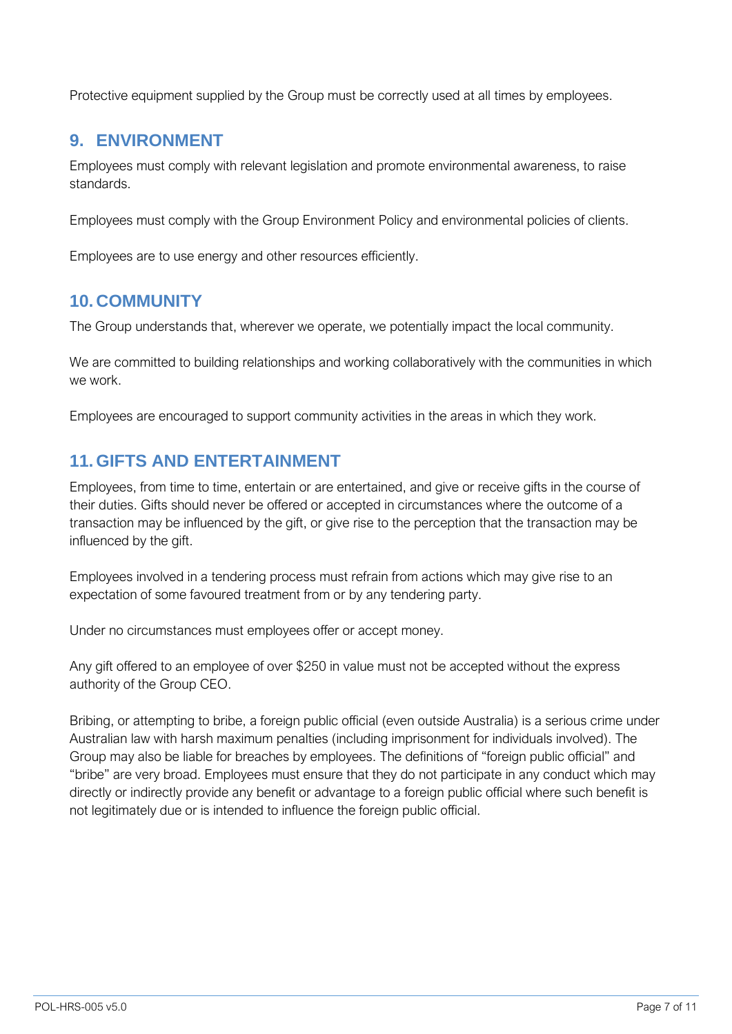Protective equipment supplied by the Group must be correctly used at all times by employees.

## 9. ENVIRONMENT

Employees must comply with relevant legislation and promote environmental awareness, to raise standards.

Employees must comply with the Group Environment Policy and environmental policies of clients.

Employees are to use energy and other resources efficiently.

## 10. COMMUNITY

The Group understands that, wherever we operate, we potentially impact the local community.

We are committed to building relationships and working collaboratively with the communities in which we work.

Employees are encouraged to support community activities in the areas in which they work.

## 11. GIFTS AND ENTERTAINMENT

Employees, from time to time, entertain or are entertained, and give or receive gifts in the course of their duties. Gifts should never be offered or accepted in circumstances where the outcome of a transaction may be influenced by the gift, or give rise to the perception that the transaction may be influenced by the gift.

Employees involved in a tendering process must refrain from actions which may give rise to an expectation of some favoured treatment from or by any tendering party.

Under no circumstances must employees offer or accept money.

Any gift offered to an employee of over $250 in value must not be accepted without the express authority of the Group CEO.

Bribing, or attempting to bribe, a foreign public official (even outside Australia) is a serious crime under Australian law with harsh maximum penalties (including imprisonment for individuals involved). The Group may also be liable for breaches by employees. The definitions of "foreign public official" and "bribe" are very broad. Employees must ensure that they do not participate in any conduct which may directly or indirectly provide any benefit or advantage to a foreign public official where such benefit is not legitimately due or is intended to influence the foreign public official.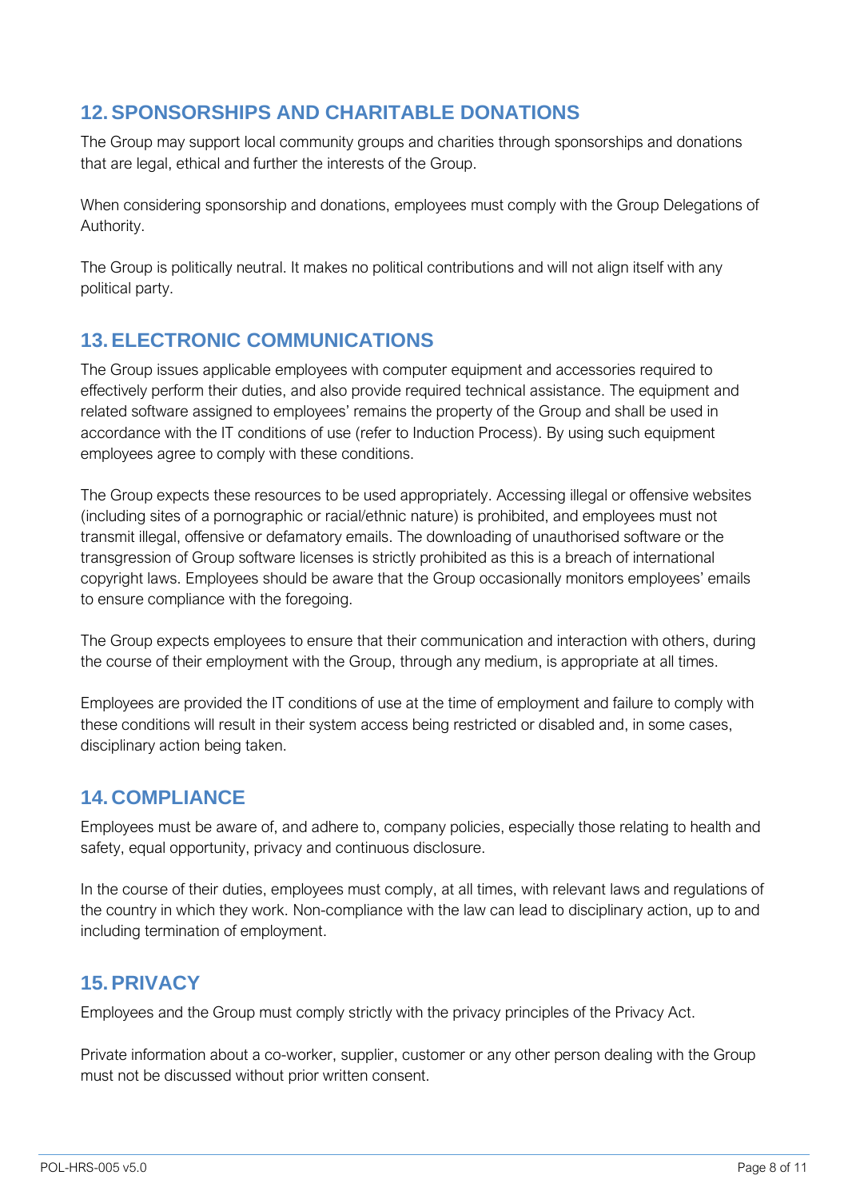## 12. SPONSORSHIPS AND CHARITABLE DONATIONS

The Group may support local community groups and charities through sponsorships and donations that are legal, ethical and further the interests of the Group.

When considering sponsorship and donations, employees must comply with the Group Delegations of Authority.

The Group is politically neutral. It makes no political contributions and will not align itself with any political party.

## 13. ELECTRONIC COMMUNICATIONS

The Group issues applicable employees with computer equipment and accessories required to effectively perform their duties, and also provide required technical assistance. The equipment and related software assigned to employees' remains the property of the Group and shall be used in accordance with the IT conditions of use (refer to Induction Process). By using such equipment employees agree to comply with these conditions.

The Group expects these resources to be used appropriately. Accessing illegal or offensive websites (including sites of a pornographic or racial/ethnic nature) is prohibited, and employees must not transmit illegal, offensive or defamatory emails. The downloading of unauthorised software or the transgression of Group software licenses is strictly prohibited as this is a breach of international copyright laws. Employees should be aware that the Group occasionally monitors employees' emails to ensure compliance with the foregoing.

The Group expects employees to ensure that their communication and interaction with others, during the course of their employment with the Group, through any medium, is appropriate at all times.

Employees are provided the IT conditions of use at the time of employment and failure to comply with these conditions will result in their system access being restricted or disabled and, in some cases, disciplinary action being taken.

## 14. COMPLIANCE

Employees must be aware of, and adhere to, company policies, especially those relating to health and safety, equal opportunity, privacy and continuous disclosure.

In the course of their duties, employees must comply, at all times, with relevant laws and regulations of the country in which they work. Non-compliance with the law can lead to disciplinary action, up to and including termination of employment.

## 15. PRIVACY

Employees and the Group must comply strictly with the privacy principles of the Privacy Act.

Private information about a co-worker, supplier, customer or any other person dealing with the Group must not be discussed without prior written consent.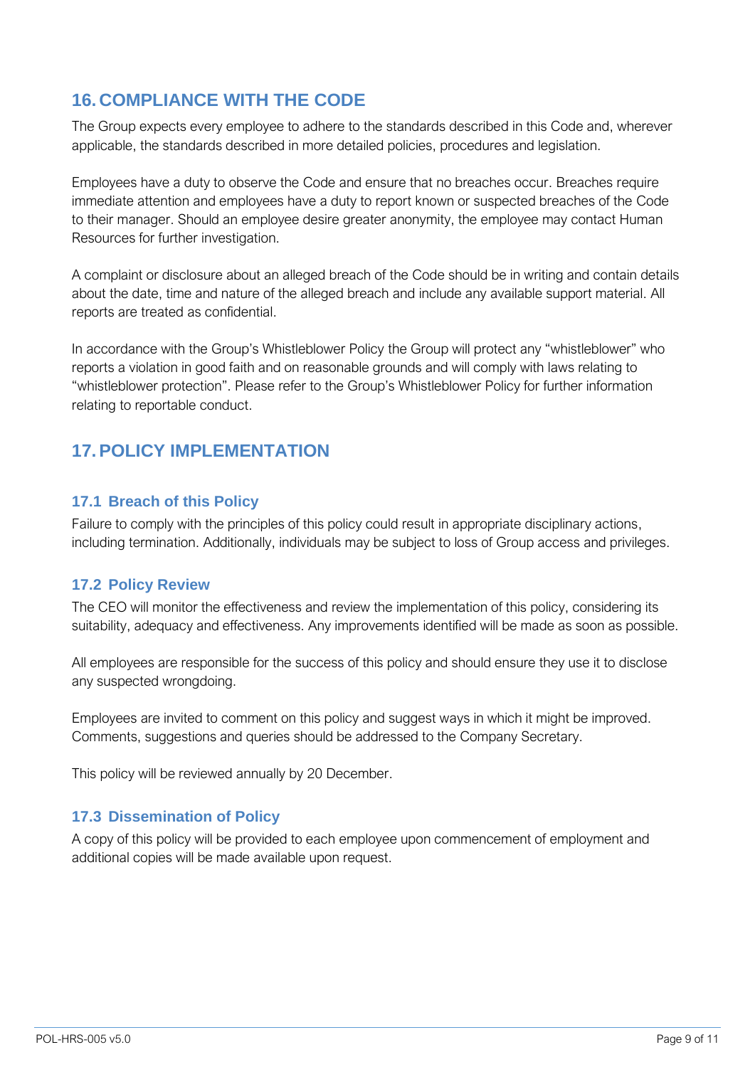## 16. COMPLIANCE WITH THE CODE

The Group expects every employee to adhere to the standards described in this Code and, wherever applicable, the standards described in more detailed policies, procedures and legislation.

Employees have a duty to observe the Code and ensure that no breaches occur. Breaches require immediate attention and employees have a duty to report known or suspected breaches of the Code to their manager. Should an employee desire greater anonymity, the employee may contact Human Resources for further investigation.

A complaint or disclosure about an alleged breach of the Code should be in writing and contain details about the date, time and nature of the alleged breach and include any available support material. All reports are treated as confidential.

In accordance with the Group's Whistleblower Policy the Group will protect any "whistleblower" who reports a violation in good faith and on reasonable grounds and will comply with laws relating to "whistleblower protection". Please refer to the Group's Whistleblower Policy for further information relating to reportable conduct.

## 17. POLICY IMPLEMENTATION

### 17.1 Breach of this Policy

Failure to comply with the principles of this policy could result in appropriate disciplinary actions, including termination. Additionally, individuals may be subject to loss of Group access and privileges.

### 17.2 Policy Review

The CEO will monitor the effectiveness and review the implementation of this policy, considering its suitability, adequacy and effectiveness. Any improvements identified will be made as soon as possible.

All employees are responsible for the success of this policy and should ensure they use it to disclose any suspected wrongdoing.

Employees are invited to comment on this policy and suggest ways in which it might be improved. Comments, suggestions and queries should be addressed to the Company Secretary.

This policy will be reviewed annually by 20 December.

### 17.3 Dissemination of Policy

A copy of this policy will be provided to each employee upon commencement of employment and additional copies will be made available upon request.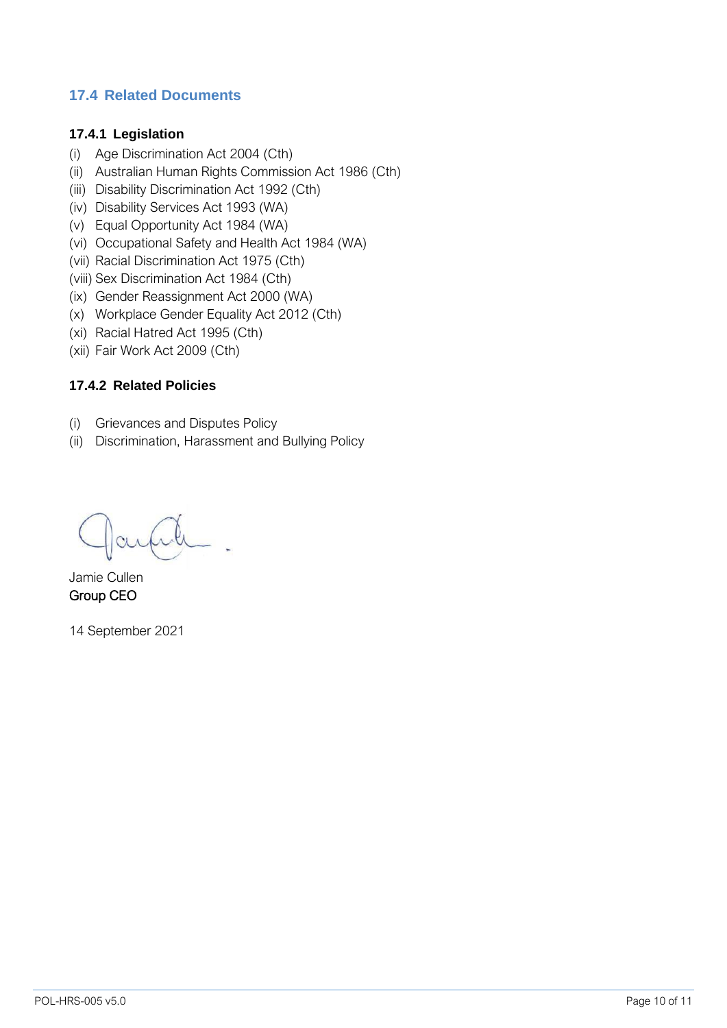## 17.4 Related Documents

### 17.4.1 Legislation

(i) Age Discrimination Act 2004 (Cth)
(ii) Australian Human Rights Commission Act 1986 (Cth)
(iii) Disability Discrimination Act 1992 (Cth)
(iv) Disability Services Act 1993 (WA)
(v) Equal Opportunity Act 1984 (WA)
(vi) Occupational Safety and Health Act 1984 (WA)
(vii) Racial Discrimination Act 1975 (Cth)
(viii) Sex Discrimination Act 1984 (Cth)
(ix) Gender Reassignment Act 2000 (WA)
(x) Workplace Gender Equality Act 2012 (Cth)
(xi) Racial Hatred Act 1995 (Cth)
(xii) Fair Work Act 2009 (Cth)

### 17.4.2 Related Policies

(i) Grievances and Disputes Policy
(ii) Discrimination, Harassment and Bullying Policy

Jamie Cullen
Group CEO

14 September 2021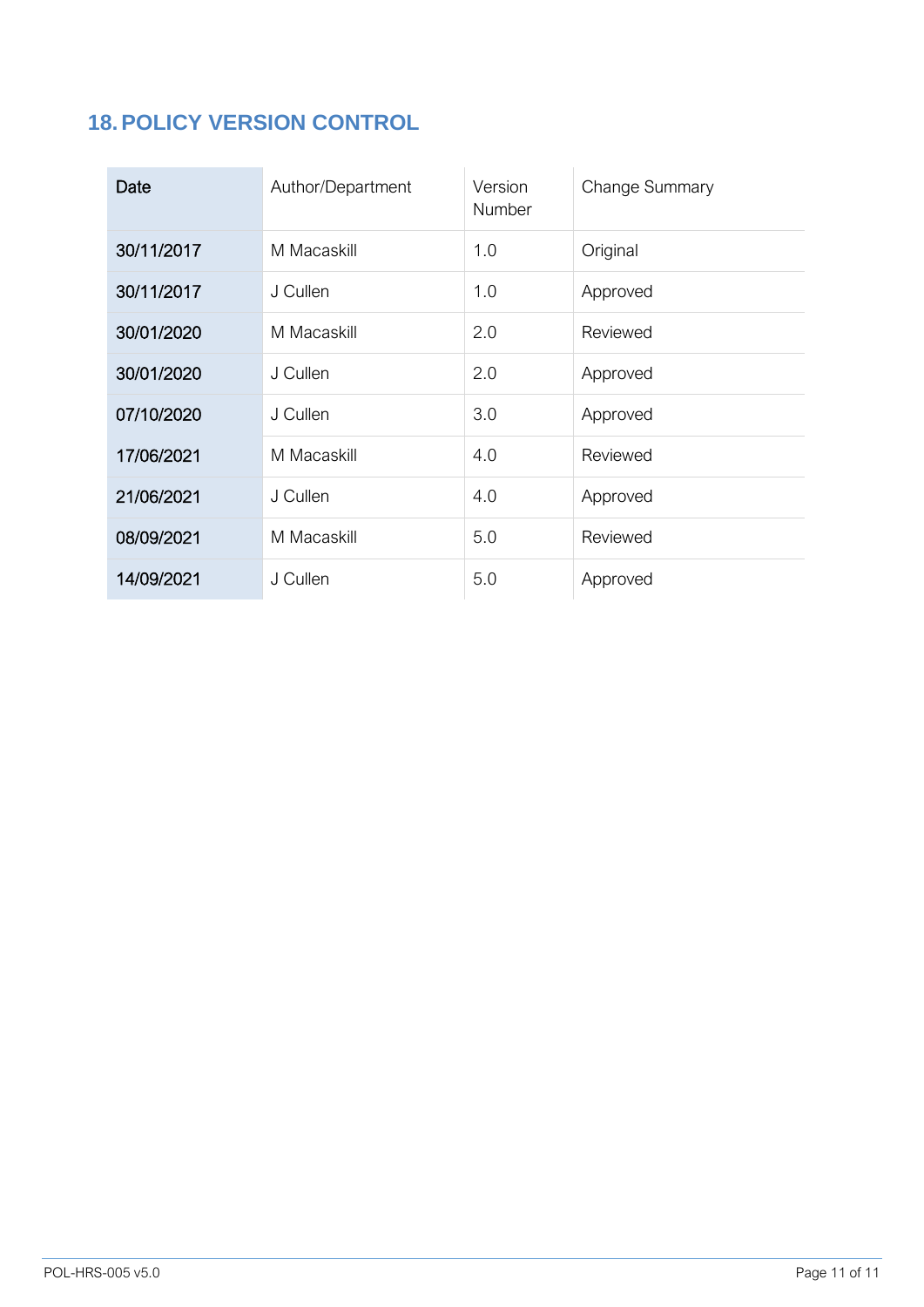## 18. POLICY VERSION CONTROL

| Date | Author/Department | Version Number | Change Summary |
|---|---|---|---|
| 30/11/2017 | M Macaskill | 1.0 | Original |
| 30/11/2017 | J Cullen | 1.0 | Approved |
| 30/01/2020 | M Macaskill | 2.0 | Reviewed |
| 30/01/2020 | J Cullen | 2.0 | Approved |
| 07/10/2020 | J Cullen | 3.0 | Approved |
| 17/06/2021 | M Macaskill | 4.0 | Reviewed |
| 21/06/2021 | J Cullen | 4.0 | Approved |
| 08/09/2021 | M Macaskill | 5.0 | Reviewed |
| 14/09/2021 | J Cullen | 5.0 | Approved |